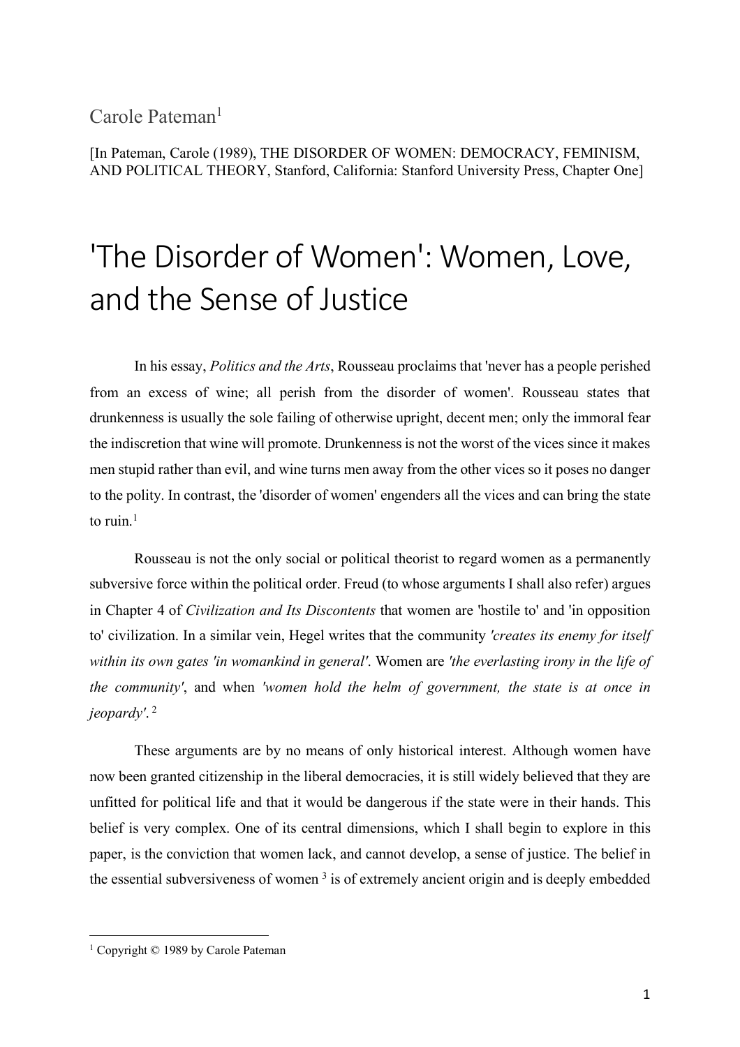Carole Pateman[1]

[In Pateman, Carole (1989), THE DISORDER OF WOMEN: DEMOCRACY, FEMINISM, AND POLITICAL THEORY, Stanford, California: Stanford University Press, Chapter One]

# 'The Disorder of Women': Women, Love, and the Sense of Justice

In his essay, *Politics and the Arts*, Rousseau proclaims that 'never has a people perished from an excess of wine; all perish from the disorder of women'. Rousseau states that drunkenness is usually the sole failing of otherwise upright, decent men; only the immoral fear the indiscretion that wine will promote. Drunkenness is not the worst of the vices since it makes men stupid rather than evil, and wine turns men away from the other vices so it poses no danger to the polity. In contrast, the 'disorder of women' engenders all the vices and can bring the state to ruin.[1]

Rousseau is not the only social or political theorist to regard women as a permanently subversive force within the political order. Freud (to whose arguments I shall also refer) argues in Chapter 4 of *Civilization and Its Discontents* that women are 'hostile to' and 'in opposition to' civilization. In a similar vein, Hegel writes that the community *'creates its enemy for itself within its own gates 'in womankind in general'*. Women are *'the everlasting irony in the life of the community'*, and when *'women hold the helm of government, the state is at once in jeopardy'*.[2]

These arguments are by no means of only historical interest. Although women have now been granted citizenship in the liberal democracies, it is still widely believed that they are unfitted for political life and that it would be dangerous if the state were in their hands. This belief is very complex. One of its central dimensions, which I shall begin to explore in this paper, is the conviction that women lack, and cannot develop, a sense of justice. The belief in the essential subversiveness of women [3] is of extremely ancient origin and is deeply embedded

[1] Copyright © 1989 by Carole Pateman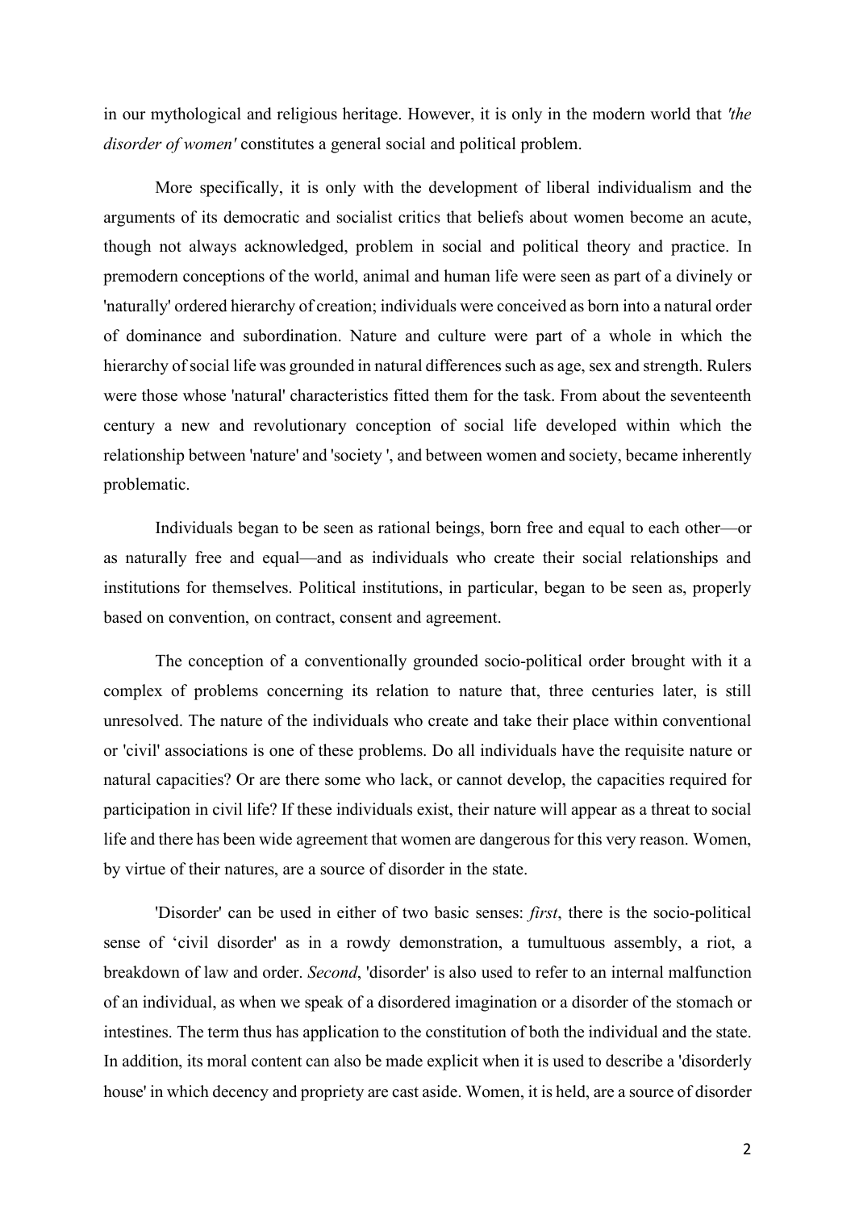in our mythological and religious heritage. However, it is only in the modern world that *'the disorder of women'* constitutes a general social and political problem.

More specifically, it is only with the development of liberal individualism and the arguments of its democratic and socialist critics that beliefs about women become an acute, though not always acknowledged, problem in social and political theory and practice. In premodern conceptions of the world, animal and human life were seen as part of a divinely or 'naturally' ordered hierarchy of creation; individuals were conceived as born into a natural order of dominance and subordination. Nature and culture were part of a whole in which the hierarchy of social life was grounded in natural differences such as age, sex and strength. Rulers were those whose 'natural' characteristics fitted them for the task. From about the seventeenth century a new and revolutionary conception of social life developed within which the relationship between 'nature' and 'society ', and between women and society, became inherently problematic.

Individuals began to be seen as rational beings, born free and equal to each other—or as naturally free and equal—and as individuals who create their social relationships and institutions for themselves. Political institutions, in particular, began to be seen as, properly based on convention, on contract, consent and agreement.

The conception of a conventionally grounded socio-political order brought with it a complex of problems concerning its relation to nature that, three centuries later, is still unresolved. The nature of the individuals who create and take their place within conventional or 'civil' associations is one of these problems. Do all individuals have the requisite nature or natural capacities? Or are there some who lack, or cannot develop, the capacities required for participation in civil life? If these individuals exist, their nature will appear as a threat to social life and there has been wide agreement that women are dangerous for this very reason. Women, by virtue of their natures, are a source of disorder in the state.

'Disorder' can be used in either of two basic senses: *first*, there is the socio-political sense of 'civil disorder' as in a rowdy demonstration, a tumultuous assembly, a riot, a breakdown of law and order. *Second*, 'disorder' is also used to refer to an internal malfunction of an individual, as when we speak of a disordered imagination or a disorder of the stomach or intestines. The term thus has application to the constitution of both the individual and the state. In addition, its moral content can also be made explicit when it is used to describe a 'disorderly house' in which decency and propriety are cast aside. Women, it is held, are a source of disorder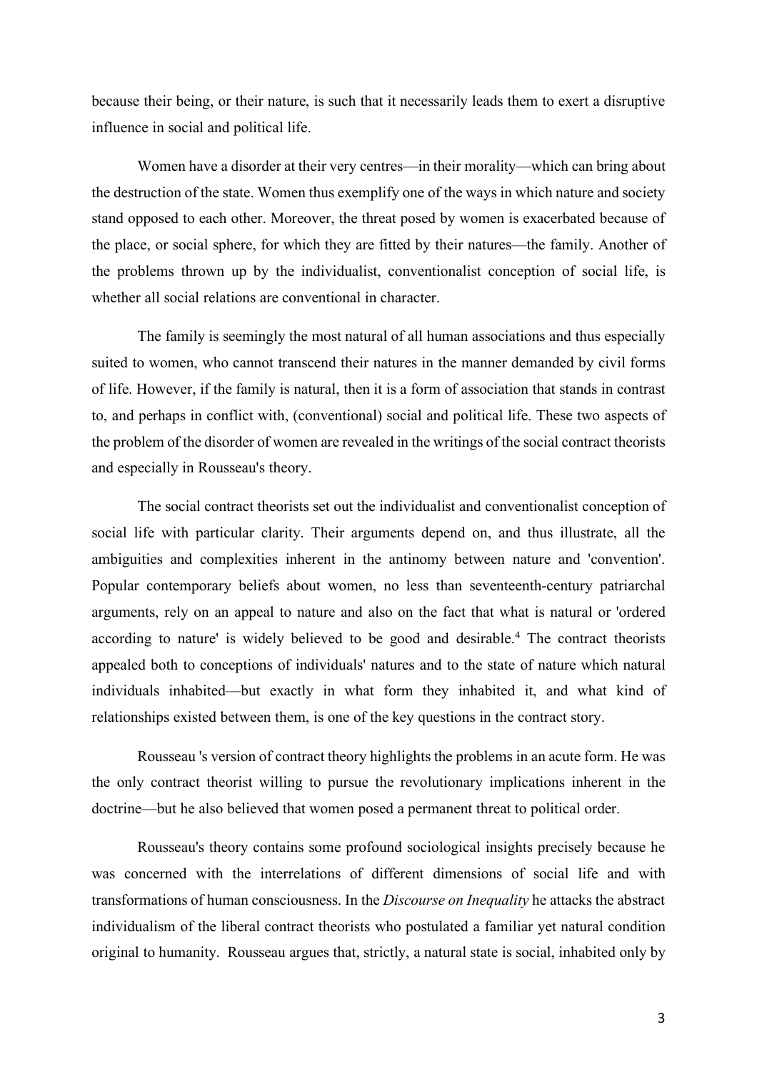because their being, or their nature, is such that it necessarily leads them to exert a disruptive influence in social and political life.

Women have a disorder at their very centres—in their morality—which can bring about the destruction of the state. Women thus exemplify one of the ways in which nature and society stand opposed to each other. Moreover, the threat posed by women is exacerbated because of the place, or social sphere, for which they are fitted by their natures—the family. Another of the problems thrown up by the individualist, conventionalist conception of social life, is whether all social relations are conventional in character.

The family is seemingly the most natural of all human associations and thus especially suited to women, who cannot transcend their natures in the manner demanded by civil forms of life. However, if the family is natural, then it is a form of association that stands in contrast to, and perhaps in conflict with, (conventional) social and political life. These two aspects of the problem of the disorder of women are revealed in the writings of the social contract theorists and especially in Rousseau's theory.

The social contract theorists set out the individualist and conventionalist conception of social life with particular clarity. Their arguments depend on, and thus illustrate, all the ambiguities and complexities inherent in the antinomy between nature and 'convention'. Popular contemporary beliefs about women, no less than seventeenth-century patriarchal arguments, rely on an appeal to nature and also on the fact that what is natural or 'ordered according to nature' is widely believed to be good and desirable.[4] The contract theorists appealed both to conceptions of individuals' natures and to the state of nature which natural individuals inhabited—but exactly in what form they inhabited it, and what kind of relationships existed between them, is one of the key questions in the contract story.

Rousseau 's version of contract theory highlights the problems in an acute form. He was the only contract theorist willing to pursue the revolutionary implications inherent in the doctrine—but he also believed that women posed a permanent threat to political order.

Rousseau's theory contains some profound sociological insights precisely because he was concerned with the interrelations of different dimensions of social life and with transformations of human consciousness. In the *Discourse on Inequality* he attacks the abstract individualism of the liberal contract theorists who postulated a familiar yet natural condition original to humanity. Rousseau argues that, strictly, a natural state is social, inhabited only by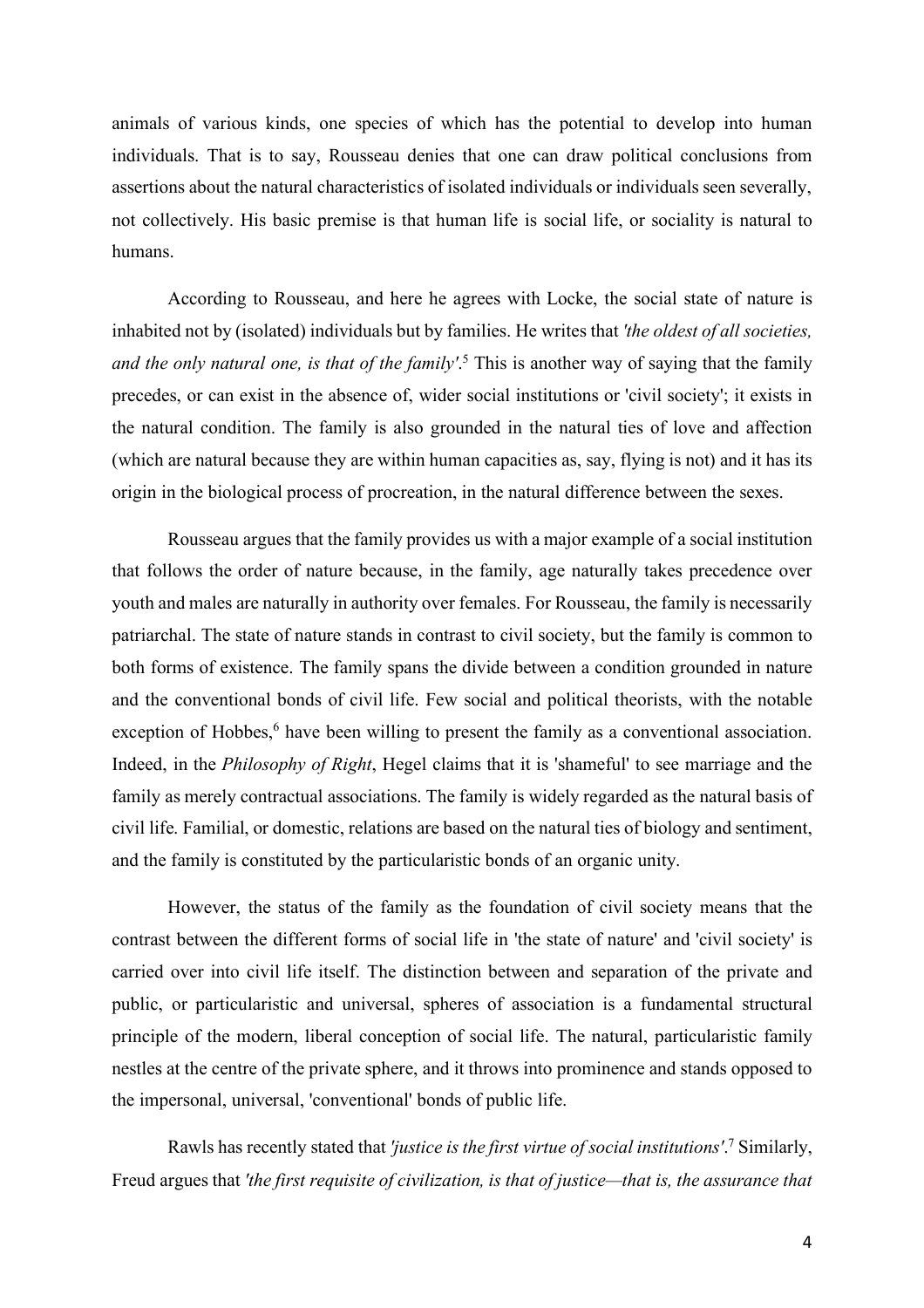animals of various kinds, one species of which has the potential to develop into human individuals. That is to say, Rousseau denies that one can draw political conclusions from assertions about the natural characteristics of isolated individuals or individuals seen severally, not collectively. His basic premise is that human life is social life, or sociality is natural to humans.

According to Rousseau, and here he agrees with Locke, the social state of nature is inhabited not by (isolated) individuals but by families. He writes that *'the oldest of all societies, and the only natural one, is that of the family'*.[5] This is another way of saying that the family precedes, or can exist in the absence of, wider social institutions or 'civil society'; it exists in the natural condition. The family is also grounded in the natural ties of love and affection (which are natural because they are within human capacities as, say, flying is not) and it has its origin in the biological process of procreation, in the natural difference between the sexes.

Rousseau argues that the family provides us with a major example of a social institution that follows the order of nature because, in the family, age naturally takes precedence over youth and males are naturally in authority over females. For Rousseau, the family is necessarily patriarchal. The state of nature stands in contrast to civil society, but the family is common to both forms of existence. The family spans the divide between a condition grounded in nature and the conventional bonds of civil life. Few social and political theorists, with the notable exception of Hobbes,[6] have been willing to present the family as a conventional association. Indeed, in the *Philosophy of Right*, Hegel claims that it is 'shameful' to see marriage and the family as merely contractual associations. The family is widely regarded as the natural basis of civil life. Familial, or domestic, relations are based on the natural ties of biology and sentiment, and the family is constituted by the particularistic bonds of an organic unity.

However, the status of the family as the foundation of civil society means that the contrast between the different forms of social life in 'the state of nature' and 'civil society' is carried over into civil life itself. The distinction between and separation of the private and public, or particularistic and universal, spheres of association is a fundamental structural principle of the modern, liberal conception of social life. The natural, particularistic family nestles at the centre of the private sphere, and it throws into prominence and stands opposed to the impersonal, universal, 'conventional' bonds of public life.

Rawls has recently stated that *'justice is the first virtue of social institutions'*.[7] Similarly, Freud argues that *'the first requisite of civilization, is that of justice—that is, the assurance that*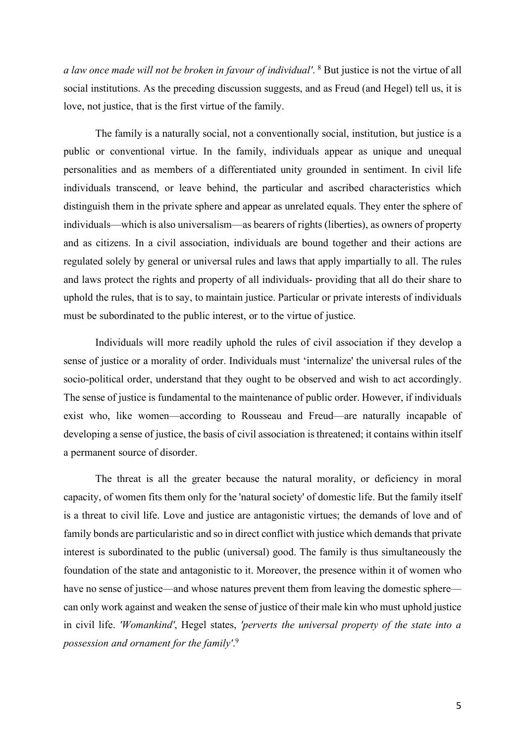*a law once made will not be broken in favour of individual'*. [8] But justice is not the virtue of all social institutions. As the preceding discussion suggests, and as Freud (and Hegel) tell us, it is love, not justice, that is the first virtue of the family.

The family is a naturally social, not a conventionally social, institution, but justice is a public or conventional virtue. In the family, individuals appear as unique and unequal personalities and as members of a differentiated unity grounded in sentiment. In civil life individuals transcend, or leave behind, the particular and ascribed characteristics which distinguish them in the private sphere and appear as unrelated equals. They enter the sphere of individuals—which is also universalism—as bearers of rights (liberties), as owners of property and as citizens. In a civil association, individuals are bound together and their actions are regulated solely by general or universal rules and laws that apply impartially to all. The rules and laws protect the rights and property of all individuals- providing that all do their share to uphold the rules, that is to say, to maintain justice. Particular or private interests of individuals must be subordinated to the public interest, or to the virtue of justice.

Individuals will more readily uphold the rules of civil association if they develop a sense of justice or a morality of order. Individuals must 'internalize' the universal rules of the socio-political order, understand that they ought to be observed and wish to act accordingly. The sense of justice is fundamental to the maintenance of public order. However, if individuals exist who, like women—according to Rousseau and Freud—are naturally incapable of developing a sense of justice, the basis of civil association is threatened; it contains within itself a permanent source of disorder.

The threat is all the greater because the natural morality, or deficiency in moral capacity, of women fits them only for the 'natural society' of domestic life. But the family itself is a threat to civil life. Love and justice are antagonistic virtues; the demands of love and of family bonds are particularistic and so in direct conflict with justice which demands that private interest is subordinated to the public (universal) good. The family is thus simultaneously the foundation of the state and antagonistic to it. Moreover, the presence within it of women who have no sense of justice—and whose natures prevent them from leaving the domestic sphere—can only work against and weaken the sense of justice of their male kin who must uphold justice in civil life. *'Womankind'*, Hegel states, *'perverts the universal property of the state into a possession and ornament for the family'*.[9]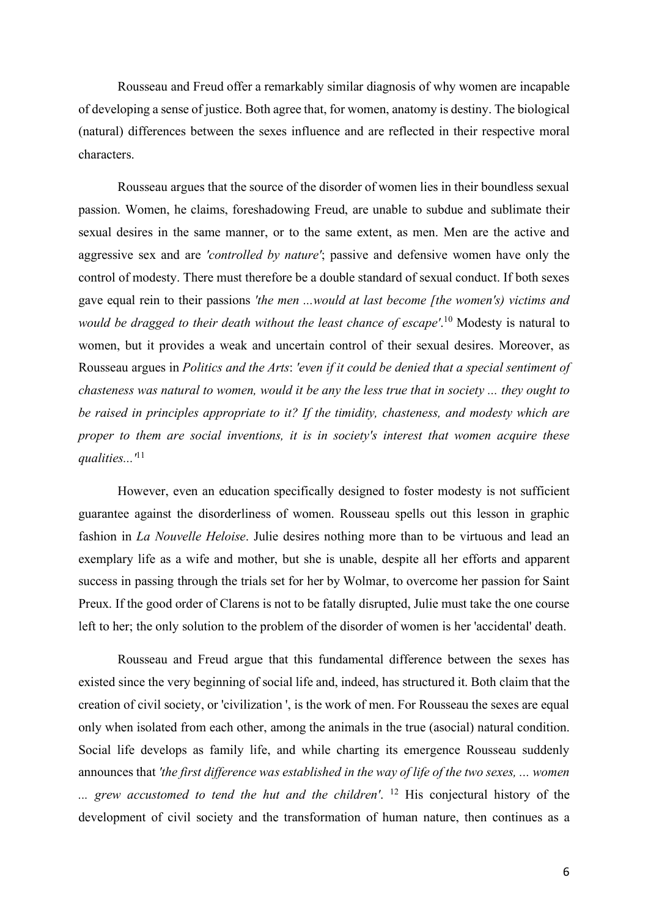Rousseau and Freud offer a remarkably similar diagnosis of why women are incapable of developing a sense of justice. Both agree that, for women, anatomy is destiny. The biological (natural) differences between the sexes influence and are reflected in their respective moral characters.

Rousseau argues that the source of the disorder of women lies in their boundless sexual passion. Women, he claims, foreshadowing Freud, are unable to subdue and sublimate their sexual desires in the same manner, or to the same extent, as men. Men are the active and aggressive sex and are *'controlled by nature'*; passive and defensive women have only the control of modesty. There must therefore be a double standard of sexual conduct. If both sexes gave equal rein to their passions *'the men ...would at last become [the women's) victims and would be dragged to their death without the least chance of escape'*.[10] Modesty is natural to women, but it provides a weak and uncertain control of their sexual desires. Moreover, as Rousseau argues in *Politics and the Arts*: *'even if it could be denied that a special sentiment of chasteness was natural to women, would it be any the less true that in society ... they ought to be raised in principles appropriate to it? If the timidity, chasteness, and modesty which are proper to them are social inventions, it is in society's interest that women acquire these qualities...'*[11]

However, even an education specifically designed to foster modesty is not sufficient guarantee against the disorderliness of women. Rousseau spells out this lesson in graphic fashion in *La Nouvelle Heloise*. Julie desires nothing more than to be virtuous and lead an exemplary life as a wife and mother, but she is unable, despite all her efforts and apparent success in passing through the trials set for her by Wolmar, to overcome her passion for Saint Preux. If the good order of Clarens is not to be fatally disrupted, Julie must take the one course left to her; the only solution to the problem of the disorder of women is her 'accidental' death.

Rousseau and Freud argue that this fundamental difference between the sexes has existed since the very beginning of social life and, indeed, has structured it. Both claim that the creation of civil society, or 'civilization ', is the work of men. For Rousseau the sexes are equal only when isolated from each other, among the animals in the true (asocial) natural condition. Social life develops as family life, and while charting its emergence Rousseau suddenly announces that *'the first difference was established in the way of life of the two sexes, ... women ... grew accustomed to tend the hut and the children'*. [12] His conjectural history of the development of civil society and the transformation of human nature, then continues as a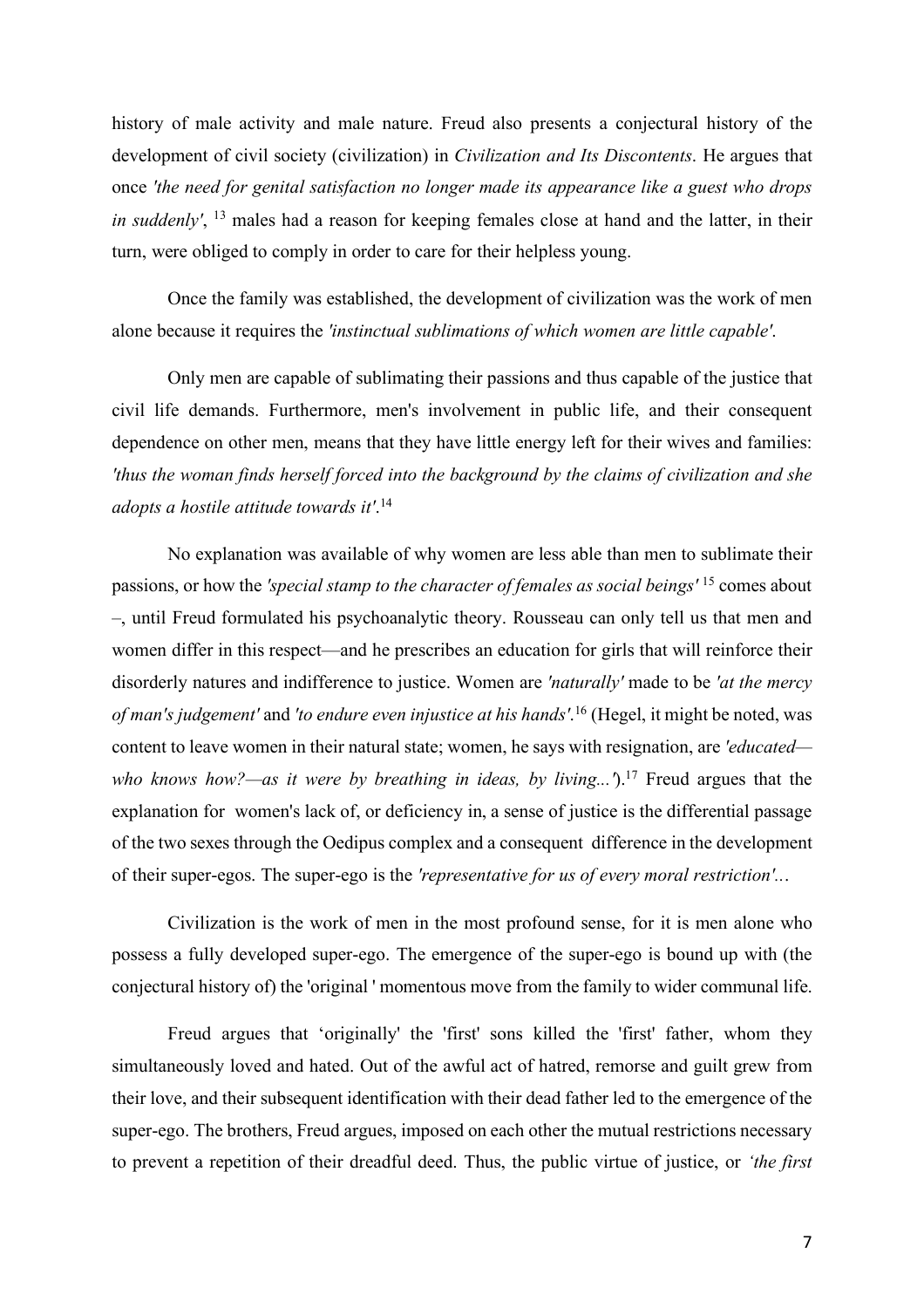history of male activity and male nature. Freud also presents a conjectural history of the development of civil society (civilization) in *Civilization and Its Discontents*. He argues that once *'the need for genital satisfaction no longer made its appearance like a guest who drops in suddenly'*, [13] males had a reason for keeping females close at hand and the latter, in their turn, were obliged to comply in order to care for their helpless young.

Once the family was established, the development of civilization was the work of men alone because it requires the *'instinctual sublimations of which women are little capable'.*

Only men are capable of sublimating their passions and thus capable of the justice that civil life demands. Furthermore, men's involvement in public life, and their consequent dependence on other men, means that they have little energy left for their wives and families: *'thus the woman finds herself forced into the background by the claims of civilization and she adopts a hostile attitude towards it'*.[14]

No explanation was available of why women are less able than men to sublimate their passions, or how the *'special stamp to the character of females as social beings'* [15] comes about –, until Freud formulated his psychoanalytic theory. Rousseau can only tell us that men and women differ in this respect—and he prescribes an education for girls that will reinforce their disorderly natures and indifference to justice. Women are *'naturally'* made to be *'at the mercy of man's judgement'* and *'to endure even injustice at his hands'*.[16] (Hegel, it might be noted, was content to leave women in their natural state; women, he says with resignation, are *'educated—who knows how?—as it were by breathing in ideas, by living...'*).[17] Freud argues that the explanation for women's lack of, or deficiency in, a sense of justice is the differential passage of the two sexes through the Oedipus complex and a consequent difference in the development of their super-egos. The super-ego is the *'representative for us of every moral restriction'*...

Civilization is the work of men in the most profound sense, for it is men alone who possess a fully developed super-ego. The emergence of the super-ego is bound up with (the conjectural history of) the 'original ' momentous move from the family to wider communal life.

Freud argues that 'originally' the 'first' sons killed the 'first' father, whom they simultaneously loved and hated. Out of the awful act of hatred, remorse and guilt grew from their love, and their subsequent identification with their dead father led to the emergence of the super-ego. The brothers, Freud argues, imposed on each other the mutual restrictions necessary to prevent a repetition of their dreadful deed. Thus, the public virtue of justice, or *'the first*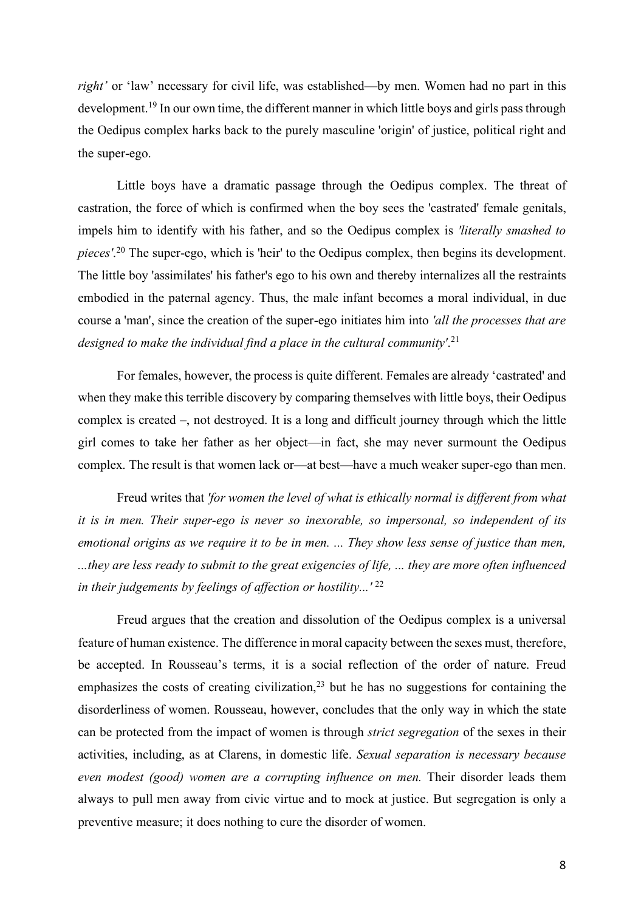*right'* or 'law' necessary for civil life, was established—by men. Women had no part in this development.[19] In our own time, the different manner in which little boys and girls pass through the Oedipus complex harks back to the purely masculine 'origin' of justice, political right and the super-ego.

Little boys have a dramatic passage through the Oedipus complex. The threat of castration, the force of which is confirmed when the boy sees the 'castrated' female genitals, impels him to identify with his father, and so the Oedipus complex is *'literally smashed to pieces'*.[20] The super-ego, which is 'heir' to the Oedipus complex, then begins its development. The little boy 'assimilates' his father's ego to his own and thereby internalizes all the restraints embodied in the paternal agency. Thus, the male infant becomes a moral individual, in due course a 'man', since the creation of the super-ego initiates him into *'all the processes that are designed to make the individual find a place in the cultural community'*.[21]

For females, however, the process is quite different. Females are already 'castrated' and when they make this terrible discovery by comparing themselves with little boys, their Oedipus complex is created –, not destroyed. It is a long and difficult journey through which the little girl comes to take her father as her object—in fact, she may never surmount the Oedipus complex. The result is that women lack or—at best—have a much weaker super-ego than men.

Freud writes that *'for women the level of what is ethically normal is different from what it is in men. Their super-ego is never so inexorable, so impersonal, so independent of its emotional origins as we require it to be in men. ... They show less sense of justice than men, ...they are less ready to submit to the great exigencies of life, ... they are more often influenced in their judgements by feelings of affection or hostility...'* [22]

Freud argues that the creation and dissolution of the Oedipus complex is a universal feature of human existence. The difference in moral capacity between the sexes must, therefore, be accepted. In Rousseau's terms, it is a social reflection of the order of nature. Freud emphasizes the costs of creating civilization,[23] but he has no suggestions for containing the disorderliness of women. Rousseau, however, concludes that the only way in which the state can be protected from the impact of women is through *strict segregation* of the sexes in their activities, including, as at Clarens, in domestic life. *Sexual separation is necessary because even modest (good) women are a corrupting influence on men.* Their disorder leads them always to pull men away from civic virtue and to mock at justice. But segregation is only a preventive measure; it does nothing to cure the disorder of women.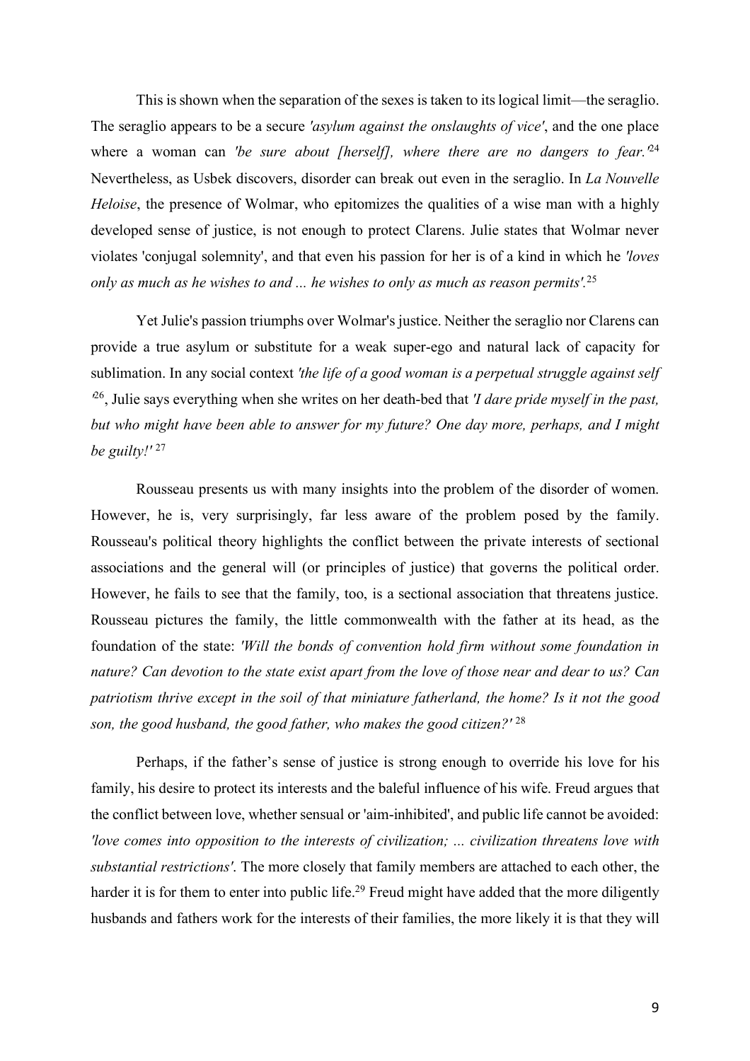This is shown when the separation of the sexes is taken to its logical limit—the seraglio. The seraglio appears to be a secure *'asylum against the onslaughts of vice'*, and the one place where a woman can *'be sure about [herself], where there are no dangers to fear.'*[24] Nevertheless, as Usbek discovers, disorder can break out even in the seraglio. In *La Nouvelle Heloise*, the presence of Wolmar, who epitomizes the qualities of a wise man with a highly developed sense of justice, is not enough to protect Clarens. Julie states that Wolmar never violates 'conjugal solemnity', and that even his passion for her is of a kind in which he *'loves only as much as he wishes to and ... he wishes to only as much as reason permits'.*[25]

Yet Julie's passion triumphs over Wolmar's justice. Neither the seraglio nor Clarens can provide a true asylum or substitute for a weak super-ego and natural lack of capacity for sublimation. In any social context *'the life of a good woman is a perpetual struggle against self '*[26], Julie says everything when she writes on her death-bed that *'I dare pride myself in the past, but who might have been able to answer for my future? One day more, perhaps, and I might be guilty!'* [27]

Rousseau presents us with many insights into the problem of the disorder of women. However, he is, very surprisingly, far less aware of the problem posed by the family. Rousseau's political theory highlights the conflict between the private interests of sectional associations and the general will (or principles of justice) that governs the political order. However, he fails to see that the family, too, is a sectional association that threatens justice. Rousseau pictures the family, the little commonwealth with the father at its head, as the foundation of the state: *'Will the bonds of convention hold firm without some foundation in nature? Can devotion to the state exist apart from the love of those near and dear to us? Can patriotism thrive except in the soil of that miniature fatherland, the home? Is it not the good son, the good husband, the good father, who makes the good citizen?'* [28]

Perhaps, if the father's sense of justice is strong enough to override his love for his family, his desire to protect its interests and the baleful influence of his wife. Freud argues that the conflict between love, whether sensual or 'aim-inhibited', and public life cannot be avoided: *'love comes into opposition to the interests of civilization; ... civilization threatens love with substantial restrictions'*. The more closely that family members are attached to each other, the harder it is for them to enter into public life.[29] Freud might have added that the more diligently husbands and fathers work for the interests of their families, the more likely it is that they will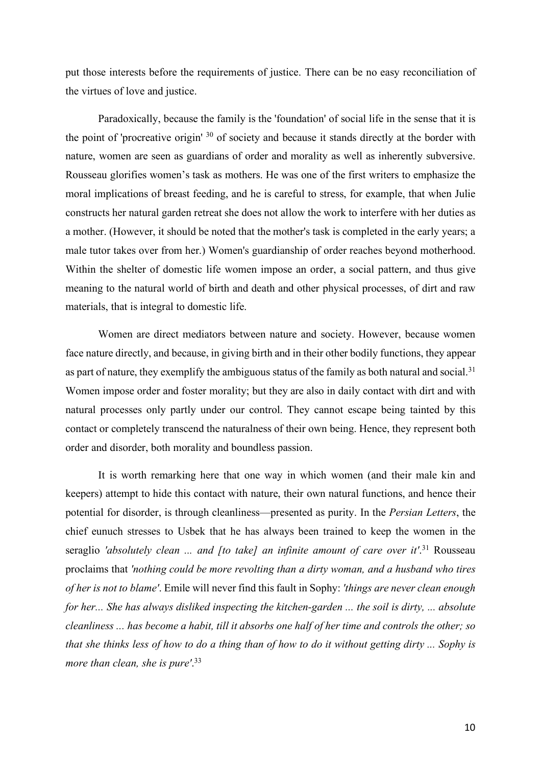put those interests before the requirements of justice. There can be no easy reconciliation of the virtues of love and justice.

Paradoxically, because the family is the 'foundation' of social life in the sense that it is the point of 'procreative origin' [30] of society and because it stands directly at the border with nature, women are seen as guardians of order and morality as well as inherently subversive. Rousseau glorifies women's task as mothers. He was one of the first writers to emphasize the moral implications of breast feeding, and he is careful to stress, for example, that when Julie constructs her natural garden retreat she does not allow the work to interfere with her duties as a mother. (However, it should be noted that the mother's task is completed in the early years; a male tutor takes over from her.) Women's guardianship of order reaches beyond motherhood. Within the shelter of domestic life women impose an order, a social pattern, and thus give meaning to the natural world of birth and death and other physical processes, of dirt and raw materials, that is integral to domestic life.

Women are direct mediators between nature and society. However, because women face nature directly, and because, in giving birth and in their other bodily functions, they appear as part of nature, they exemplify the ambiguous status of the family as both natural and social.[31] Women impose order and foster morality; but they are also in daily contact with dirt and with natural processes only partly under our control. They cannot escape being tainted by this contact or completely transcend the naturalness of their own being. Hence, they represent both order and disorder, both morality and boundless passion.

It is worth remarking here that one way in which women (and their male kin and keepers) attempt to hide this contact with nature, their own natural functions, and hence their potential for disorder, is through cleanliness—presented as purity. In the *Persian Letters*, the chief eunuch stresses to Usbek that he has always been trained to keep the women in the seraglio *'absolutely clean ... and [to take] an infinite amount of care over it'*.[31] Rousseau proclaims that *'nothing could be more revolting than a dirty woman, and a husband who tires of her is not to blame'*. Emile will never find this fault in Sophy: *'things are never clean enough for her... She has always disliked inspecting the kitchen-garden ... the soil is dirty, ... absolute cleanliness ... has become a habit, till it absorbs one half of her time and controls the other; so that she thinks less of how to do a thing than of how to do it without getting dirty ... Sophy is more than clean, she is pure'*.[33]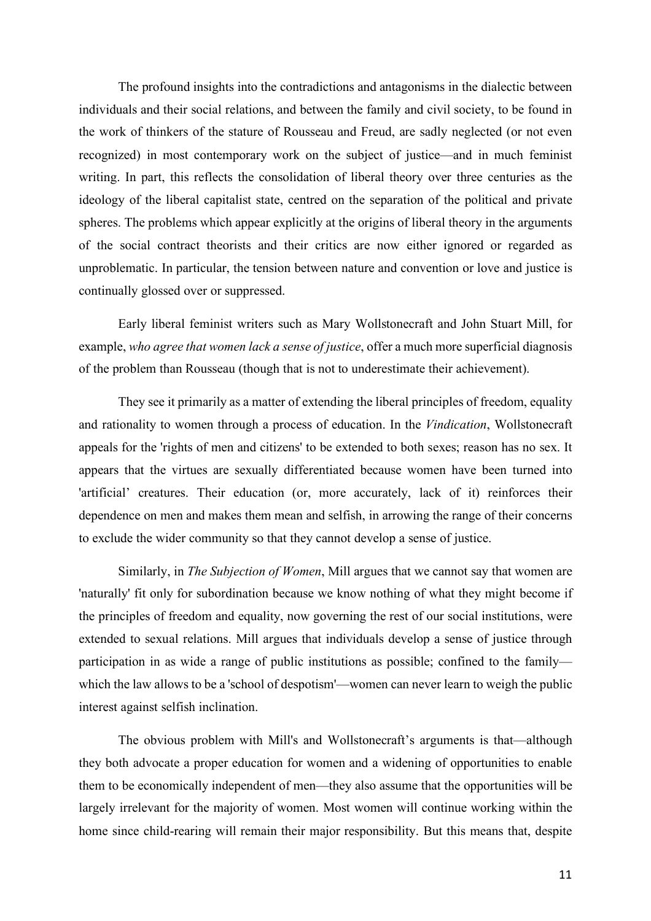The profound insights into the contradictions and antagonisms in the dialectic between individuals and their social relations, and between the family and civil society, to be found in the work of thinkers of the stature of Rousseau and Freud, are sadly neglected (or not even recognized) in most contemporary work on the subject of justice—and in much feminist writing. In part, this reflects the consolidation of liberal theory over three centuries as the ideology of the liberal capitalist state, centred on the separation of the political and private spheres. The problems which appear explicitly at the origins of liberal theory in the arguments of the social contract theorists and their critics are now either ignored or regarded as unproblematic. In particular, the tension between nature and convention or love and justice is continually glossed over or suppressed.

Early liberal feminist writers such as Mary Wollstonecraft and John Stuart Mill, for example, *who agree that women lack a sense of justice*, offer a much more superficial diagnosis of the problem than Rousseau (though that is not to underestimate their achievement).

They see it primarily as a matter of extending the liberal principles of freedom, equality and rationality to women through a process of education. In the *Vindication*, Wollstonecraft appeals for the 'rights of men and citizens' to be extended to both sexes; reason has no sex. It appears that the virtues are sexually differentiated because women have been turned into 'artificial' creatures. Their education (or, more accurately, lack of it) reinforces their dependence on men and makes them mean and selfish, in arrowing the range of their concerns to exclude the wider community so that they cannot develop a sense of justice.

Similarly, in *The Subjection of Women*, Mill argues that we cannot say that women are 'naturally' fit only for subordination because we know nothing of what they might become if the principles of freedom and equality, now governing the rest of our social institutions, were extended to sexual relations. Mill argues that individuals develop a sense of justice through participation in as wide a range of public institutions as possible; confined to the family—which the law allows to be a 'school of despotism'—women can never learn to weigh the public interest against selfish inclination.

The obvious problem with Mill's and Wollstonecraft's arguments is that—although they both advocate a proper education for women and a widening of opportunities to enable them to be economically independent of men—they also assume that the opportunities will be largely irrelevant for the majority of women. Most women will continue working within the home since child-rearing will remain their major responsibility. But this means that, despite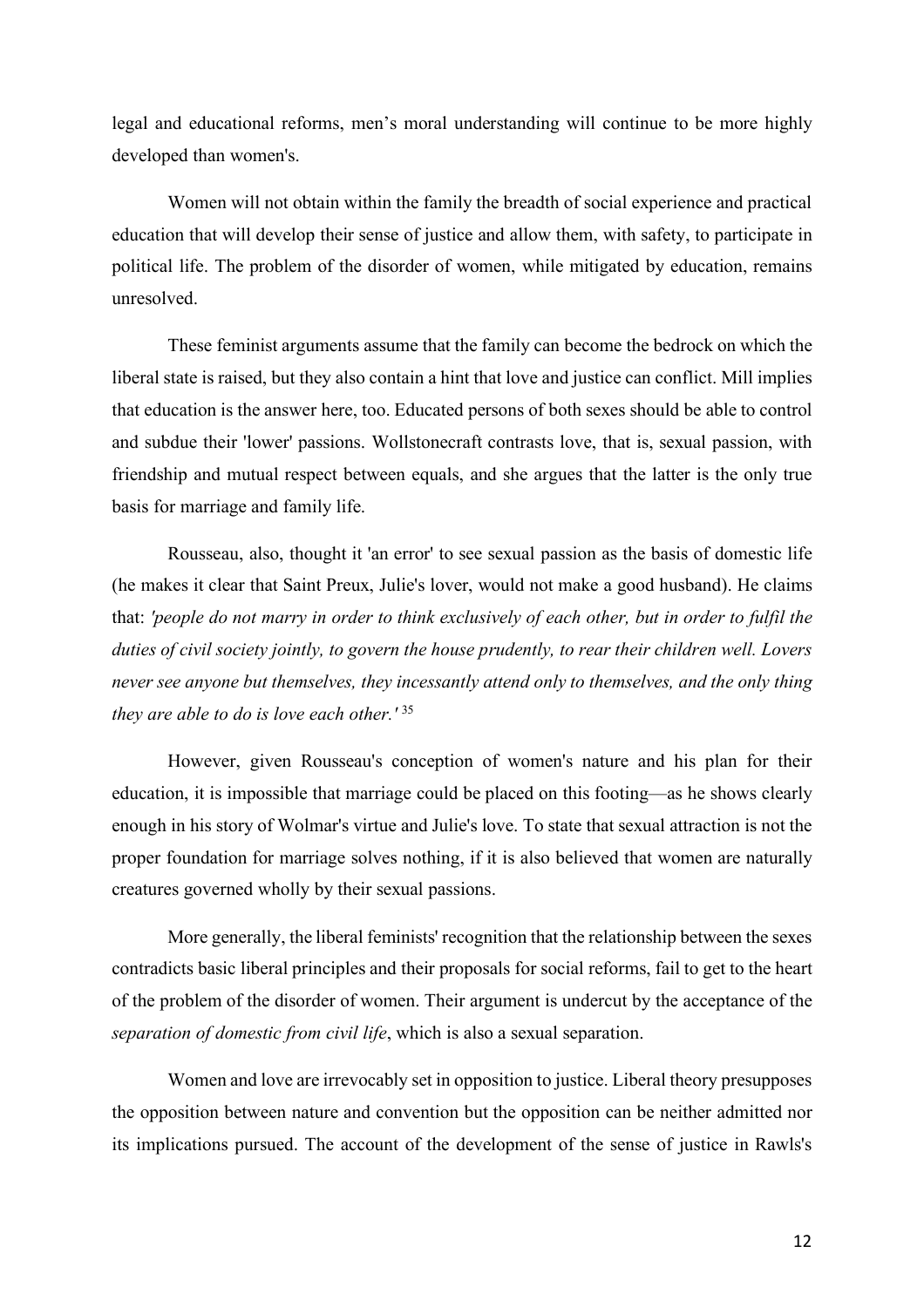legal and educational reforms, men’s moral understanding will continue to be more highly developed than women's.

Women will not obtain within the family the breadth of social experience and practical education that will develop their sense of justice and allow them, with safety, to participate in political life. The problem of the disorder of women, while mitigated by education, remains unresolved.

These feminist arguments assume that the family can become the bedrock on which the liberal state is raised, but they also contain a hint that love and justice can conflict. Mill implies that education is the answer here, too. Educated persons of both sexes should be able to control and subdue their 'lower' passions. Wollstonecraft contrasts love, that is, sexual passion, with friendship and mutual respect between equals, and she argues that the latter is the only true basis for marriage and family life.

Rousseau, also, thought it 'an error' to see sexual passion as the basis of domestic life (he makes it clear that Saint Preux, Julie's lover, would not make a good husband). He claims that: *'people do not marry in order to think exclusively of each other, but in order to fulfil the duties of civil society jointly, to govern the house prudently, to rear their children well. Lovers never see anyone but themselves, they incessantly attend only to themselves, and the only thing they are able to do is love each other.'* [35]

However, given Rousseau's conception of women's nature and his plan for their education, it is impossible that marriage could be placed on this footing—as he shows clearly enough in his story of Wolmar's virtue and Julie's love. To state that sexual attraction is not the proper foundation for marriage solves nothing, if it is also believed that women are naturally creatures governed wholly by their sexual passions.

More generally, the liberal feminists' recognition that the relationship between the sexes contradicts basic liberal principles and their proposals for social reforms, fail to get to the heart of the problem of the disorder of women. Their argument is undercut by the acceptance of the *separation of domestic from civil life*, which is also a sexual separation.

Women and love are irrevocably set in opposition to justice. Liberal theory presupposes the opposition between nature and convention but the opposition can be neither admitted nor its implications pursued. The account of the development of the sense of justice in Rawls's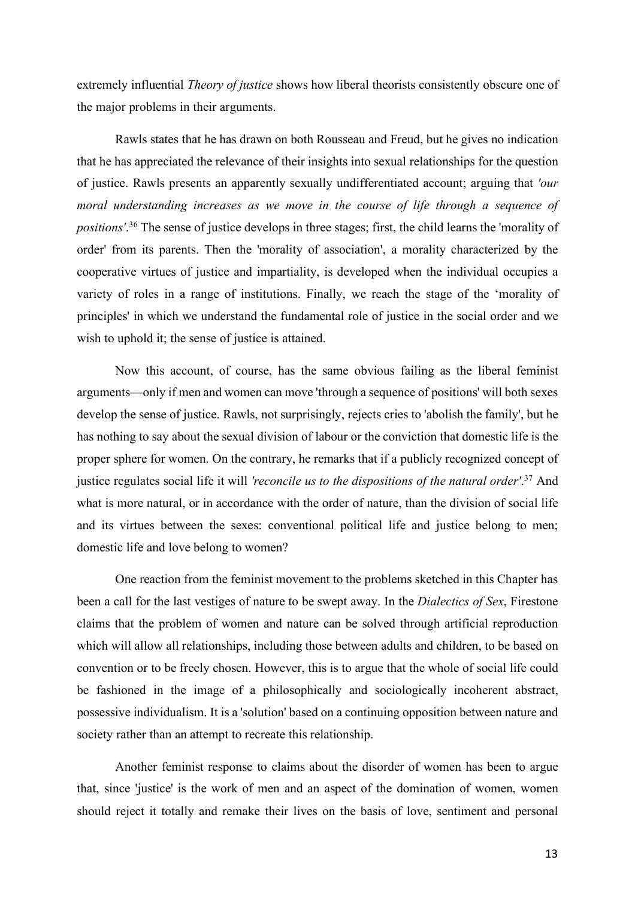extremely influential *Theory of justice* shows how liberal theorists consistently obscure one of the major problems in their arguments.

Rawls states that he has drawn on both Rousseau and Freud, but he gives no indication that he has appreciated the relevance of their insights into sexual relationships for the question of justice. Rawls presents an apparently sexually undifferentiated account; arguing that *'our moral understanding increases as we move in the course of life through a sequence of positions'*.[36] The sense of justice develops in three stages; first, the child learns the 'morality of order' from its parents. Then the 'morality of association', a morality characterized by the cooperative virtues of justice and impartiality, is developed when the individual occupies a variety of roles in a range of institutions. Finally, we reach the stage of the 'morality of principles' in which we understand the fundamental role of justice in the social order and we wish to uphold it; the sense of justice is attained.

Now this account, of course, has the same obvious failing as the liberal feminist arguments—only if men and women can move 'through a sequence of positions' will both sexes develop the sense of justice. Rawls, not surprisingly, rejects cries to 'abolish the family', but he has nothing to say about the sexual division of labour or the conviction that domestic life is the proper sphere for women. On the contrary, he remarks that if a publicly recognized concept of justice regulates social life it will *'reconcile us to the dispositions of the natural order'*.[37] And what is more natural, or in accordance with the order of nature, than the division of social life and its virtues between the sexes: conventional political life and justice belong to men; domestic life and love belong to women?

One reaction from the feminist movement to the problems sketched in this Chapter has been a call for the last vestiges of nature to be swept away. In the *Dialectics of Sex*, Firestone claims that the problem of women and nature can be solved through artificial reproduction which will allow all relationships, including those between adults and children, to be based on convention or to be freely chosen. However, this is to argue that the whole of social life could be fashioned in the image of a philosophically and sociologically incoherent abstract, possessive individualism. It is a 'solution' based on a continuing opposition between nature and society rather than an attempt to recreate this relationship.

Another feminist response to claims about the disorder of women has been to argue that, since 'justice' is the work of men and an aspect of the domination of women, women should reject it totally and remake their lives on the basis of love, sentiment and personal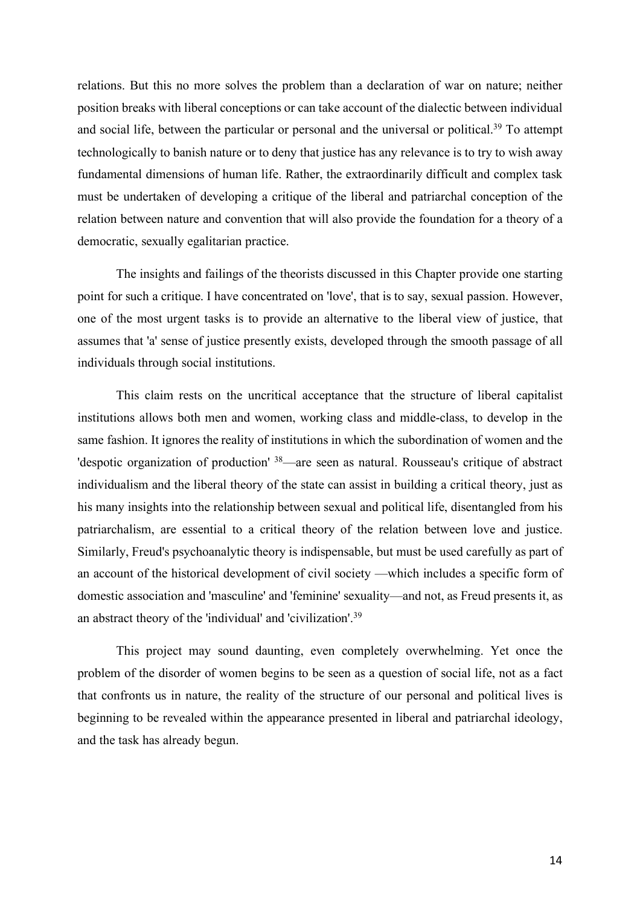relations. But this no more solves the problem than a declaration of war on nature; neither position breaks with liberal conceptions or can take account of the dialectic between individual and social life, between the particular or personal and the universal or political.[39] To attempt technologically to banish nature or to deny that justice has any relevance is to try to wish away fundamental dimensions of human life. Rather, the extraordinarily difficult and complex task must be undertaken of developing a critique of the liberal and patriarchal conception of the relation between nature and convention that will also provide the foundation for a theory of a democratic, sexually egalitarian practice.

The insights and failings of the theorists discussed in this Chapter provide one starting point for such a critique. I have concentrated on 'love', that is to say, sexual passion. However, one of the most urgent tasks is to provide an alternative to the liberal view of justice, that assumes that 'a' sense of justice presently exists, developed through the smooth passage of all individuals through social institutions.

This claim rests on the uncritical acceptance that the structure of liberal capitalist institutions allows both men and women, working class and middle-class, to develop in the same fashion. It ignores the reality of institutions in which the subordination of women and the 'despotic organization of production' [38]—are seen as natural. Rousseau's critique of abstract individualism and the liberal theory of the state can assist in building a critical theory, just as his many insights into the relationship between sexual and political life, disentangled from his patriarchalism, are essential to a critical theory of the relation between love and justice. Similarly, Freud's psychoanalytic theory is indispensable, but must be used carefully as part of an account of the historical development of civil society —which includes a specific form of domestic association and 'masculine' and 'feminine' sexuality—and not, as Freud presents it, as an abstract theory of the 'individual' and 'civilization'.[39]

This project may sound daunting, even completely overwhelming. Yet once the problem of the disorder of women begins to be seen as a question of social life, not as a fact that confronts us in nature, the reality of the structure of our personal and political lives is beginning to be revealed within the appearance presented in liberal and patriarchal ideology, and the task has already begun.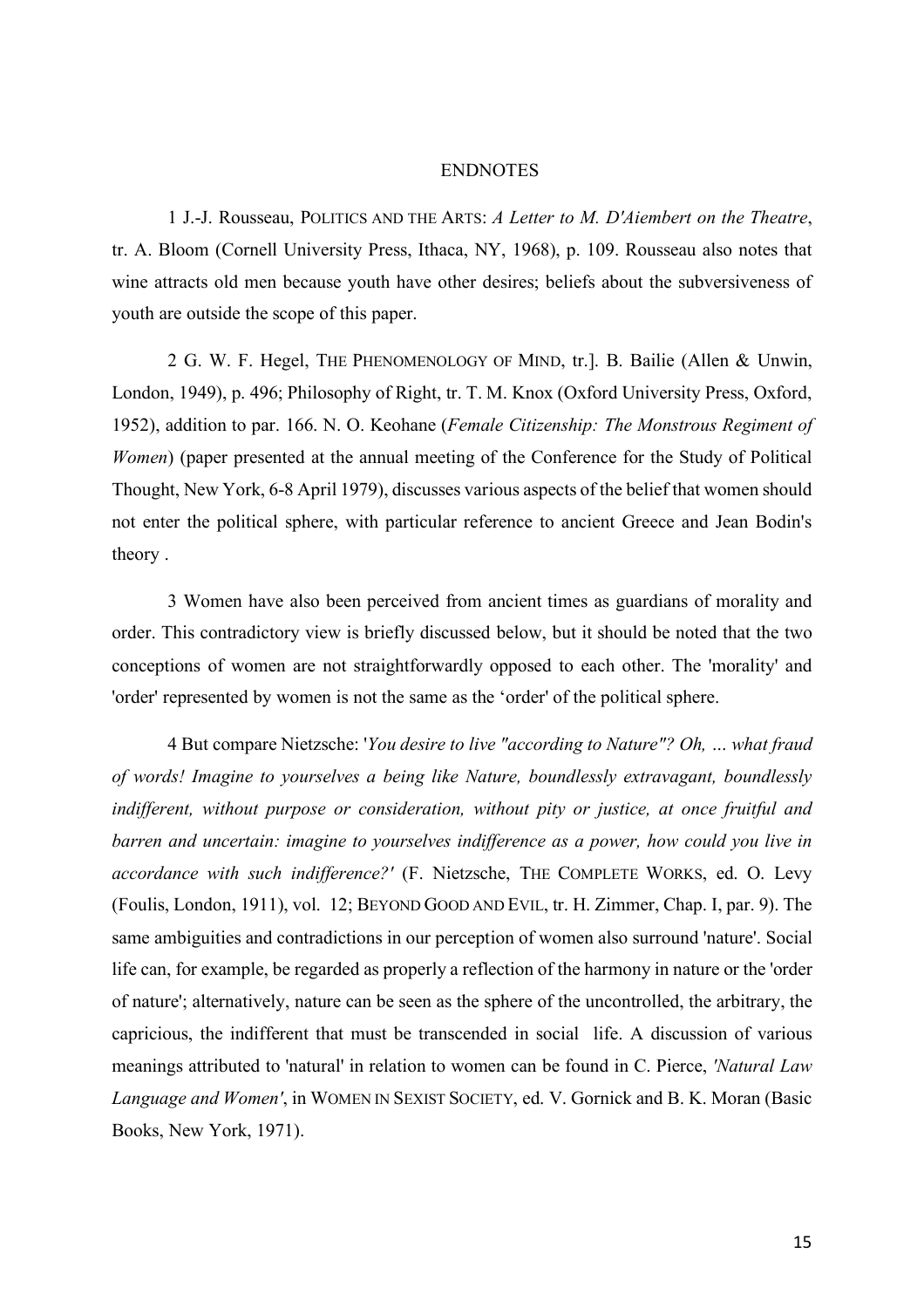## ENDNOTES

1 J.-J. Rousseau, POLITICS AND THE ARTS: *A Letter to M. D'Aiembert on the Theatre*, tr. A. Bloom (Cornell University Press, Ithaca, NY, 1968), p. 109. Rousseau also notes that wine attracts old men because youth have other desires; beliefs about the subversiveness of youth are outside the scope of this paper.

2 G. W. F. Hegel, THE PHENOMENOLOGY OF MIND, tr.]. B. Bailie (Allen & Unwin, London, 1949), p. 496; Philosophy of Right, tr. T. M. Knox (Oxford University Press, Oxford, 1952), addition to par. 166. N. O. Keohane (*Female Citizenship: The Monstrous Regiment of Women*) (paper presented at the annual meeting of the Conference for the Study of Political Thought, New York, 6-8 April 1979), discusses various aspects of the belief that women should not enter the political sphere, with particular reference to ancient Greece and Jean Bodin's theory .

3 Women have also been perceived from ancient times as guardians of morality and order. This contradictory view is briefly discussed below, but it should be noted that the two conceptions of women are not straightforwardly opposed to each other. The 'morality' and 'order' represented by women is not the same as the 'order' of the political sphere.

4 But compare Nietzsche: '*You desire to live "according to Nature"? Oh, … what fraud of words! Imagine to yourselves a being like Nature, boundlessly extravagant, boundlessly indifferent, without purpose or consideration, without pity or justice, at once fruitful and barren and uncertain: imagine to yourselves indifference as a power, how could you live in accordance with such indifference?'* (F. Nietzsche, THE COMPLETE WORKS, ed. O. Levy (Foulis, London, 1911), vol. 12; BEYOND GOOD AND EVIL, tr. H. Zimmer, Chap. I, par. 9). The same ambiguities and contradictions in our perception of women also surround 'nature'. Social life can, for example, be regarded as properly a reflection of the harmony in nature or the 'order of nature'; alternatively, nature can be seen as the sphere of the uncontrolled, the arbitrary, the capricious, the indifferent that must be transcended in social life. A discussion of various meanings attributed to 'natural' in relation to women can be found in C. Pierce, *'Natural Law Language and Women'*, in WOMEN IN SEXIST SOCIETY, ed. V. Gornick and B. K. Moran (Basic Books, New York, 1971).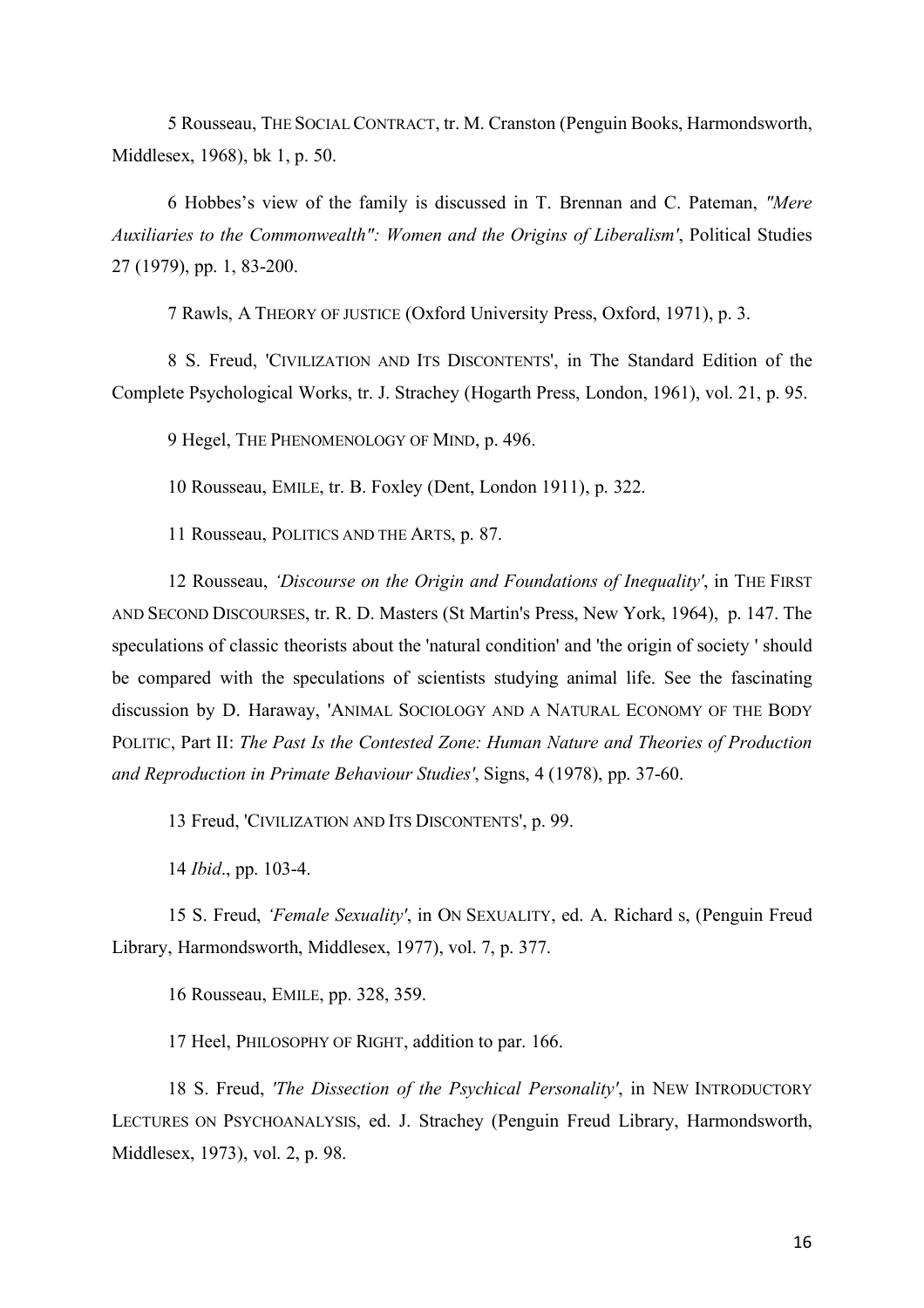5 Rousseau, THE SOCIAL CONTRACT, tr. M. Cranston (Penguin Books, Harmondsworth, Middlesex, 1968), bk 1, p. 50.

6 Hobbes's view of the family is discussed in T. Brennan and C. Pateman, *"Mere Auxiliaries to the Commonwealth": Women and the Origins of Liberalism'*, Political Studies 27 (1979), pp. 1, 83-200.

7 Rawls, A THEORY OF JUSTICE (Oxford University Press, Oxford, 1971), p. 3.

8 S. Freud, 'CIVILIZATION AND ITS DISCONTENTS', in The Standard Edition of the Complete Psychological Works, tr. J. Strachey (Hogarth Press, London, 1961), vol. 21, p. 95.

9 Hegel, THE PHENOMENOLOGY OF MIND, p. 496.

10 Rousseau, EMILE, tr. B. Foxley (Dent, London 1911), p. 322.

11 Rousseau, POLITICS AND THE ARTS, p. 87.

12 Rousseau, *'Discourse on the Origin and Foundations of Inequality'*, in THE FIRST AND SECOND DISCOURSES, tr. R. D. Masters (St Martin's Press, New York, 1964), p. 147. The speculations of classic theorists about the 'natural condition' and 'the origin of society ' should be compared with the speculations of scientists studying animal life. See the fascinating discussion by D. Haraway, 'ANIMAL SOCIOLOGY AND A NATURAL ECONOMY OF THE BODY POLITIC, Part II: *The Past Is the Contested Zone: Human Nature and Theories of Production and Reproduction in Primate Behaviour Studies'*, Signs, 4 (1978), pp. 37-60.

13 Freud, 'CIVILIZATION AND ITS DISCONTENTS', p. 99.

14 *Ibid*., pp. 103-4.

15 S. Freud, *'Female Sexuality'*, in ON SEXUALITY, ed. A. Richard s, (Penguin Freud Library, Harmondsworth, Middlesex, 1977), vol. 7, p. 377.

16 Rousseau, EMILE, pp. 328, 359.

17 Heel, PHILOSOPHY OF RIGHT, addition to par. 166.

18 S. Freud, *'The Dissection of the Psychical Personality'*, in NEW INTRODUCTORY LECTURES ON PSYCHOANALYSIS, ed. J. Strachey (Penguin Freud Library, Harmondsworth, Middlesex, 1973), vol. 2, p. 98.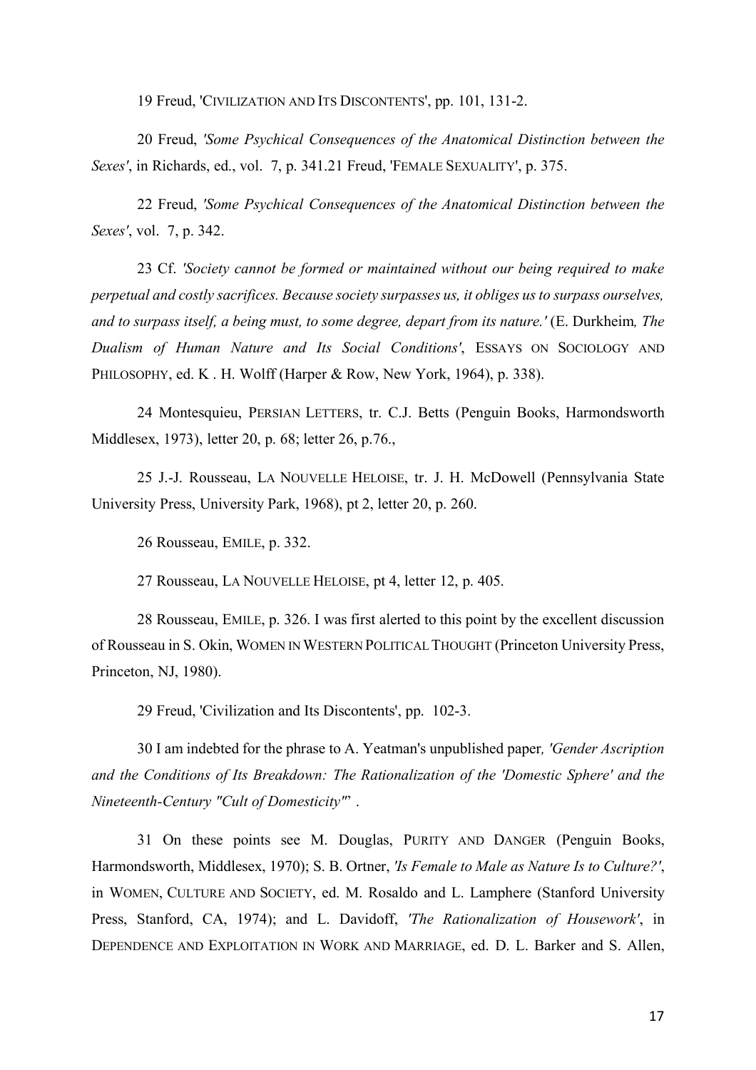19 Freud, 'CIVILIZATION AND ITS DISCONTENTS', pp. 101, 131-2.

20 Freud, *'Some Psychical Consequences of the Anatomical Distinction between the Sexes'*, in Richards, ed., vol. 7, p. 341.21 Freud, 'FEMALE SEXUALITY', p. 375.

22 Freud, *'Some Psychical Consequences of the Anatomical Distinction between the Sexes'*, vol. 7, p. 342.

23 Cf. *'Society cannot be formed or maintained without our being required to make perpetual and costly sacrifices. Because society surpasses us, it obliges us to surpass ourselves, and to surpass itself, a being must, to some degree, depart from its nature.'* (E. Durkheim*, The Dualism of Human Nature and Its Social Conditions'*, ESSAYS ON SOCIOLOGY AND PHILOSOPHY, ed. K . H. Wolff (Harper & Row, New York, 1964), p. 338).

24 Montesquieu, PERSIAN LETTERS, tr. C.J. Betts (Penguin Books, Harmondsworth Middlesex, 1973), letter 20, p. 68; letter 26, p.76.,

25 J.-J. Rousseau, LA NOUVELLE HELOISE, tr. J. H. McDowell (Pennsylvania State University Press, University Park, 1968), pt 2, letter 20, p. 260.

26 Rousseau, EMILE, p. 332.

27 Rousseau, LA NOUVELLE HELOISE, pt 4, letter 12, p. 405.

28 Rousseau, EMILE, p. 326. I was first alerted to this point by the excellent discussion of Rousseau in S. Okin, WOMEN IN WESTERN POLITICAL THOUGHT (Princeton University Press, Princeton, NJ, 1980).

29 Freud, 'Civilization and Its Discontents', pp. 102-3.

30 I am indebted for the phrase to A. Yeatman's unpublished paper*, 'Gender Ascription and the Conditions of Its Breakdown: The Rationalization of the 'Domestic Sphere' and the Nineteenth-Century "Cult of Domesticity"'*" .

31 On these points see M. Douglas, PURITY AND DANGER (Penguin Books, Harmondsworth, Middlesex, 1970); S. B. Ortner, *'Is Female to Male as Nature Is to Culture?'*, in WOMEN, CULTURE AND SOCIETY, ed. M. Rosaldo and L. Lamphere (Stanford University Press, Stanford, CA, 1974); and L. Davidoff, *'The Rationalization of Housework'*, in DEPENDENCE AND EXPLOITATION IN WORK AND MARRIAGE, ed. D. L. Barker and S. Allen,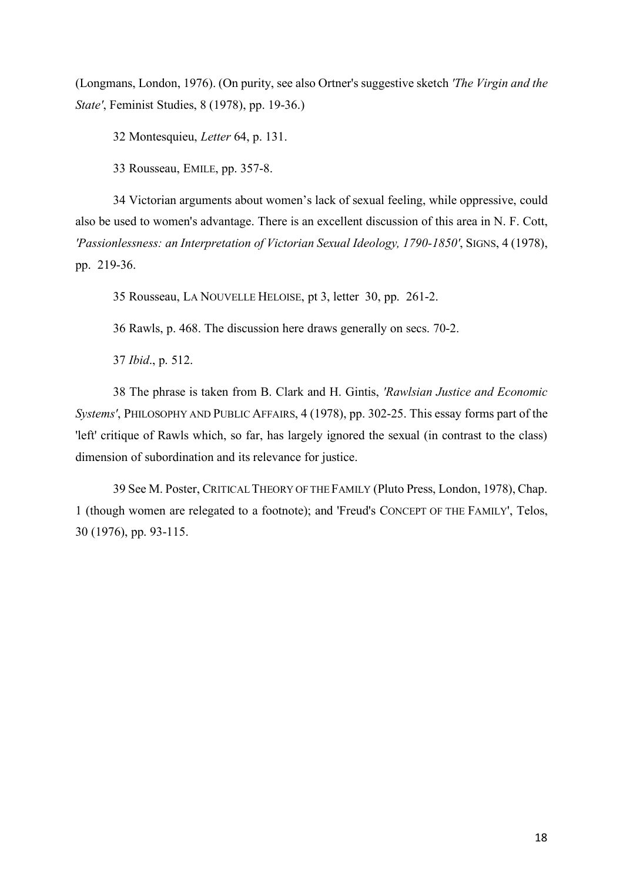(Longmans, London, 1976). (On purity, see also Ortner's suggestive sketch *'The Virgin and the State'*, Feminist Studies, 8 (1978), pp. 19-36.)

32 Montesquieu, *Letter* 64, p. 131.

33 Rousseau, EMILE, pp. 357-8.

34 Victorian arguments about women's lack of sexual feeling, while oppressive, could also be used to women's advantage. There is an excellent discussion of this area in N. F. Cott, *'Passionlessness: an Interpretation of Victorian Sexual Ideology, 1790-1850'*, SIGNS, 4 (1978), pp. 219-36.

35 Rousseau, LA NOUVELLE HELOISE, pt 3, letter 30, pp. 261-2.

36 Rawls, p. 468. The discussion here draws generally on secs. 70-2.

37 *Ibid*., p. 512.

38 The phrase is taken from B. Clark and H. Gintis, *'Rawlsian Justice and Economic Systems'*, PHILOSOPHY AND PUBLIC AFFAIRS, 4 (1978), pp. 302-25. This essay forms part of the 'left' critique of Rawls which, so far, has largely ignored the sexual (in contrast to the class) dimension of subordination and its relevance for justice.

39 See M. Poster, CRITICAL THEORY OF THE FAMILY (Pluto Press, London, 1978), Chap. 1 (though women are relegated to a footnote); and 'Freud's CONCEPT OF THE FAMILY', Telos, 30 (1976), pp. 93-115.